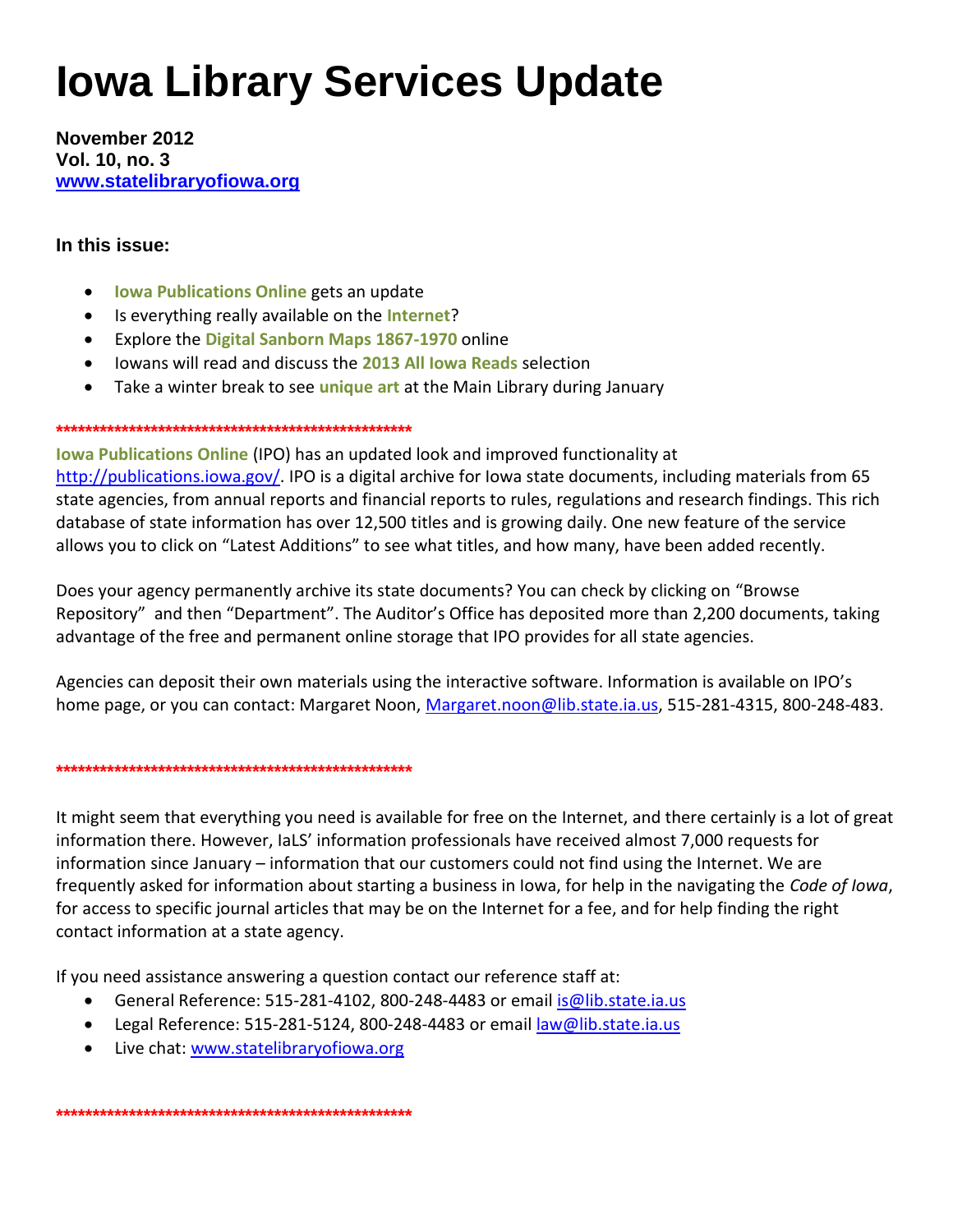# Iowa Library Services Update

**November 2012**
**Vol. 10, no. 3**
**www.statelibraryofiowa.org**

### In this issue:

- **Iowa Publications Online** gets an update
- Is everything really available on the **Internet**?
- Explore the **Digital Sanborn Maps 1867-1970** online
- Iowans will read and discuss the **2013 All Iowa Reads** selection
- Take a winter break to see **unique art** at the Main Library during January

*****************************************************

**Iowa Publications Online** (IPO) has an updated look and improved functionality at http://publications.iowa.gov/. IPO is a digital archive for Iowa state documents, including materials from 65 state agencies, from annual reports and financial reports to rules, regulations and research findings. This rich database of state information has over 12,500 titles and is growing daily. One new feature of the service allows you to click on "Latest Additions" to see what titles, and how many, have been added recently.

Does your agency permanently archive its state documents? You can check by clicking on "Browse Repository" and then "Department". The Auditor's Office has deposited more than 2,200 documents, taking advantage of the free and permanent online storage that IPO provides for all state agencies.

Agencies can deposit their own materials using the interactive software. Information is available on IPO's home page, or you can contact: Margaret Noon, Margaret.noon@lib.state.ia.us, 515-281-4315, 800-248-483.

*****************************************************

It might seem that everything you need is available for free on the Internet, and there certainly is a lot of great information there. However, IaLS' information professionals have received almost 7,000 requests for information since January – information that our customers could not find using the Internet. We are frequently asked for information about starting a business in Iowa, for help in the navigating the *Code of Iowa*, for access to specific journal articles that may be on the Internet for a fee, and for help finding the right contact information at a state agency.

If you need assistance answering a question contact our reference staff at:

- General Reference: 515-281-4102, 800-248-4483 or email is@lib.state.ia.us
- Legal Reference: 515-281-5124, 800-248-4483 or email law@lib.state.ia.us
- Live chat: www.statelibraryofiowa.org

*****************************************************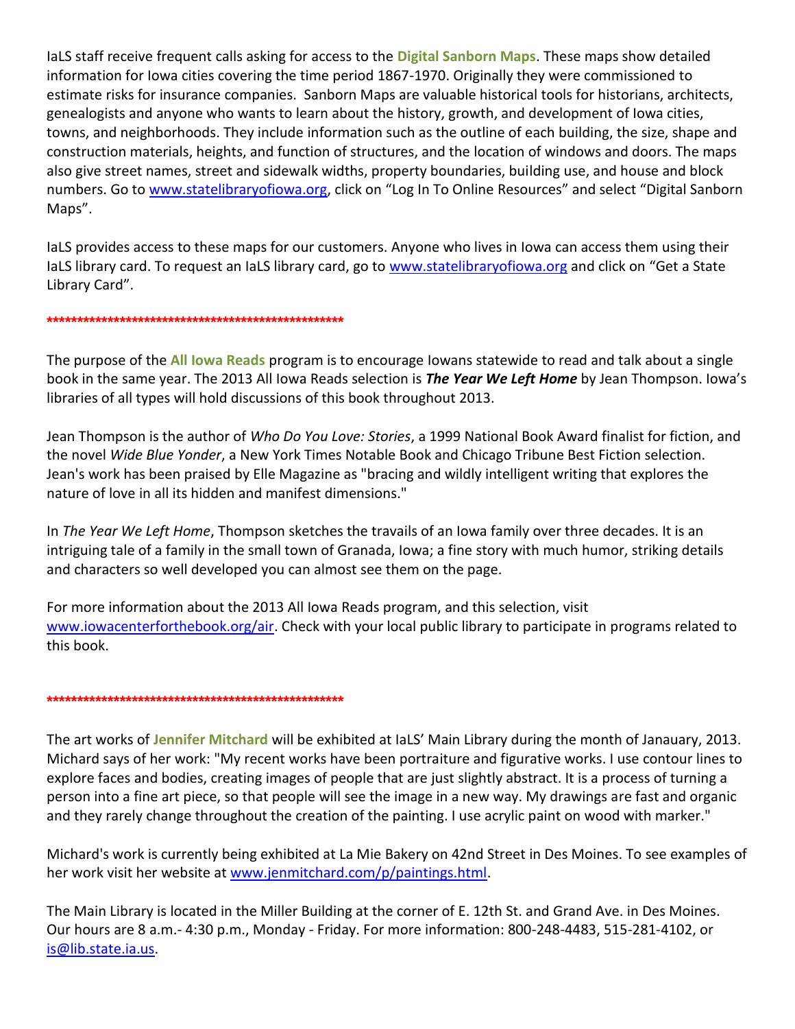IaLS staff receive frequent calls asking for access to the **Digital Sanborn Maps**. These maps show detailed information for Iowa cities covering the time period 1867-1970. Originally they were commissioned to estimate risks for insurance companies. Sanborn Maps are valuable historical tools for historians, architects, genealogists and anyone who wants to learn about the history, growth, and development of Iowa cities, towns, and neighborhoods. They include information such as the outline of each building, the size, shape and construction materials, heights, and function of structures, and the location of windows and doors. The maps also give street names, street and sidewalk widths, property boundaries, building use, and house and block numbers. Go to [www.statelibraryofiowa.org](www.statelibraryofiowa.org), click on "Log In To Online Resources" and select "Digital Sanborn Maps".

IaLS provides access to these maps for our customers. Anyone who lives in Iowa can access them using their IaLS library card. To request an IaLS library card, go to [www.statelibraryofiowa.org](www.statelibraryofiowa.org) and click on "Get a State Library Card".

****************************************************

The purpose of the **All Iowa Reads** program is to encourage Iowans statewide to read and talk about a single book in the same year. The 2013 All Iowa Reads selection is ***The Year We Left Home*** by Jean Thompson. Iowa's libraries of all types will hold discussions of this book throughout 2013.

Jean Thompson is the author of *Who Do You Love: Stories*, a 1999 National Book Award finalist for fiction, and the novel *Wide Blue Yonder*, a New York Times Notable Book and Chicago Tribune Best Fiction selection. Jean's work has been praised by Elle Magazine as "bracing and wildly intelligent writing that explores the nature of love in all its hidden and manifest dimensions."

In *The Year We Left Home*, Thompson sketches the travails of an Iowa family over three decades. It is an intriguing tale of a family in the small town of Granada, Iowa; a fine story with much humor, striking details and characters so well developed you can almost see them on the page.

For more information about the 2013 All Iowa Reads program, and this selection, visit [www.iowacenterforthebook.org/air](www.iowacenterforthebook.org/air). Check with your local public library to participate in programs related to this book.

****************************************************

The art works of **Jennifer Mitchard** will be exhibited at IaLS' Main Library during the month of Janauary, 2013. Michard says of her work: "My recent works have been portraiture and figurative works. I use contour lines to explore faces and bodies, creating images of people that are just slightly abstract. It is a process of turning a person into a fine art piece, so that people will see the image in a new way. My drawings are fast and organic and they rarely change throughout the creation of the painting. I use acrylic paint on wood with marker."

Michard's work is currently being exhibited at La Mie Bakery on 42nd Street in Des Moines. To see examples of her work visit her website at [www.jenmitchard.com/p/paintings.html](www.jenmitchard.com/p/paintings.html).

The Main Library is located in the Miller Building at the corner of E. 12th St. and Grand Ave. in Des Moines. Our hours are 8 a.m.- 4:30 p.m., Monday - Friday. For more information: 800-248-4483, 515-281-4102, or [is@lib.state.ia.us](mailto:is@lib.state.ia.us).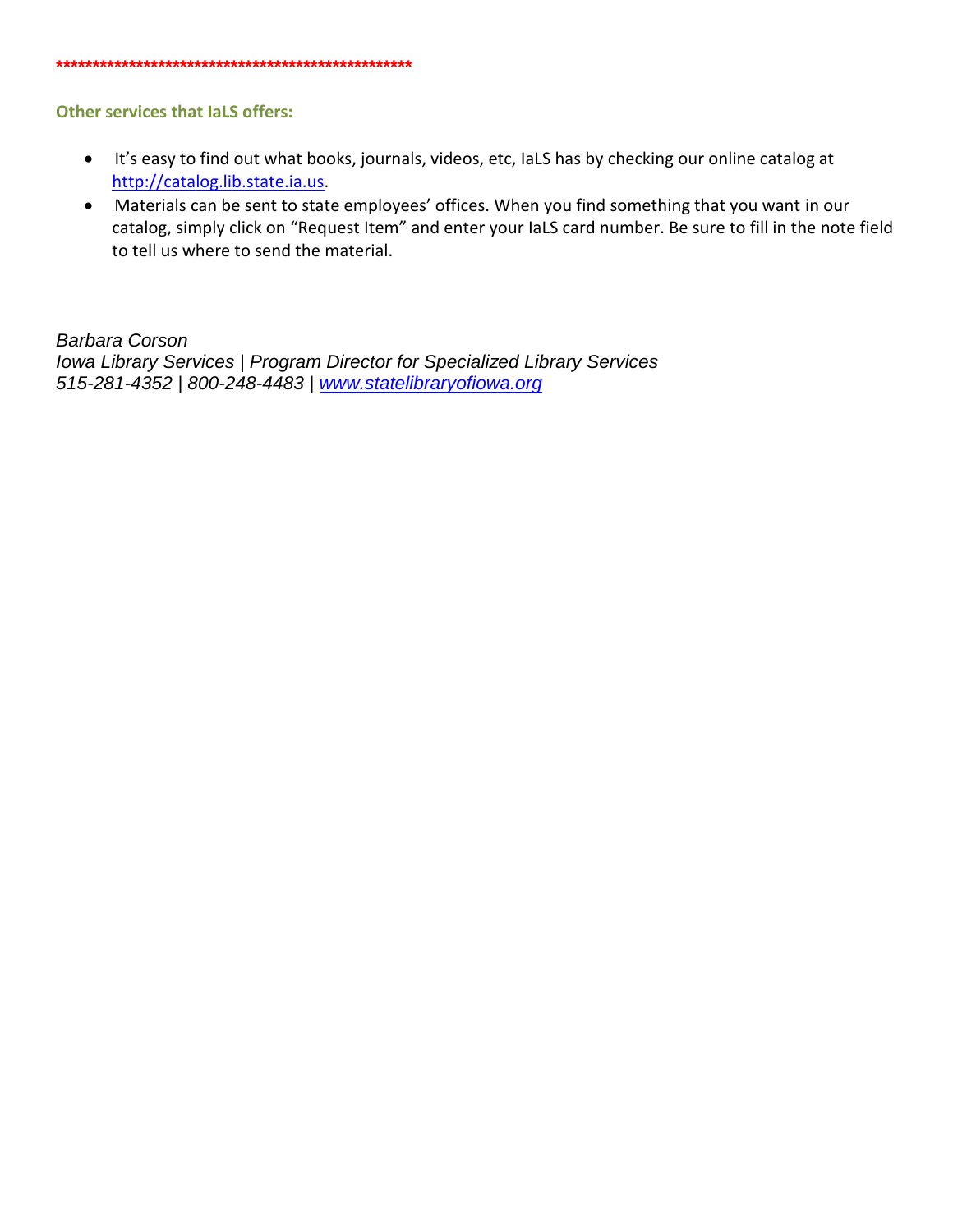***************************************************

**Other services that IaLS offers:**

- It's easy to find out what books, journals, videos, etc, IaLS has by checking our online catalog at http://catalog.lib.state.ia.us.
- Materials can be sent to state employees' offices. When you find something that you want in our catalog, simply click on "Request Item" and enter your IaLS card number. Be sure to fill in the note field to tell us where to send the material.

*Barbara Corson*
*Iowa Library Services | Program Director for Specialized Library Services*
*515-281-4352 | 800-248-4483 | www.statelibraryofiowa.org*